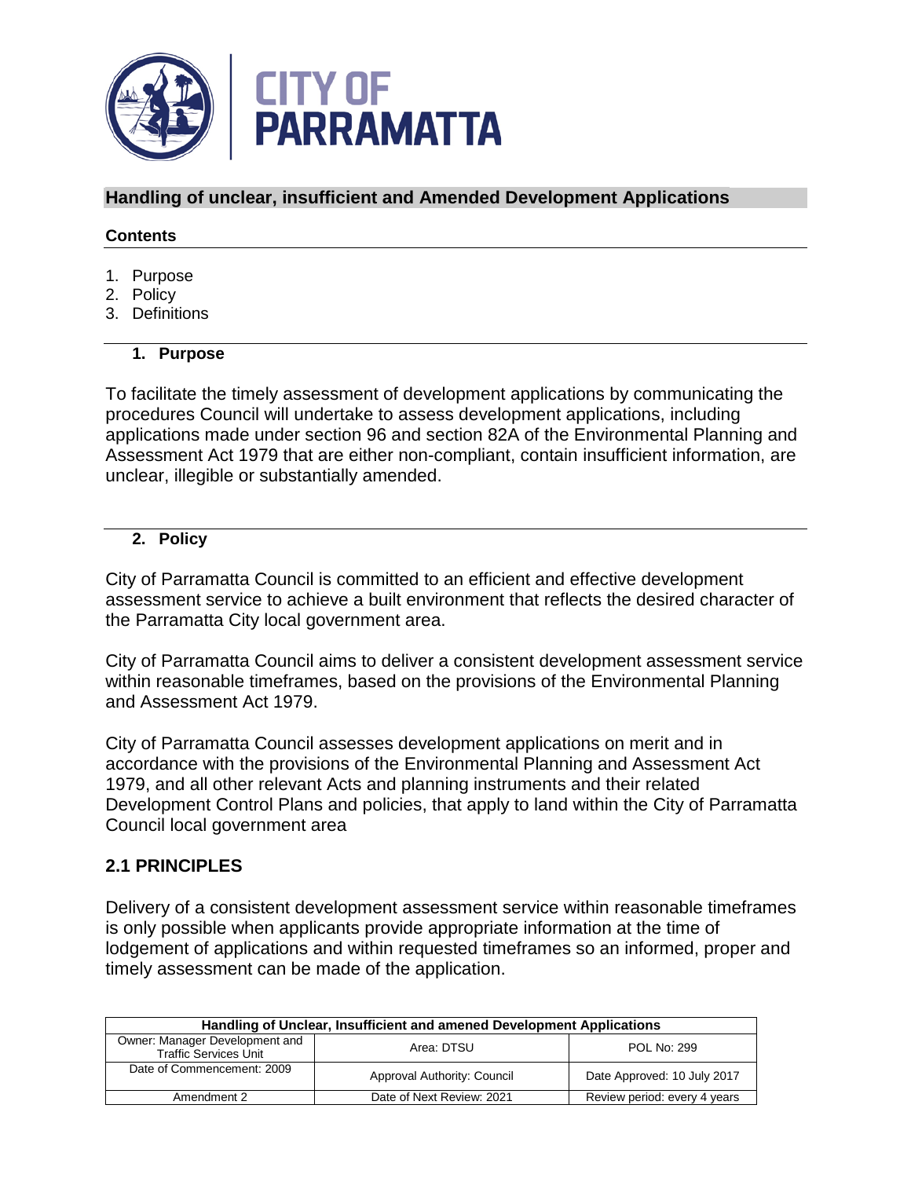# Handling of unclear, insufficient and Amended Development Applications

**Contents**

1. Purpose
2. Policy
3. Definitions

## 1. Purpose

To facilitate the timely assessment of development applications by communicating the procedures Council will undertake to assess development applications, including applications made under section 96 and section 82A of the Environmental Planning and Assessment Act 1979 that are either non-compliant, contain insufficient information, are unclear, illegible or substantially amended.

## 2. Policy

City of Parramatta Council is committed to an efficient and effective development assessment service to achieve a built environment that reflects the desired character of the Parramatta City local government area.

City of Parramatta Council aims to deliver a consistent development assessment service within reasonable timeframes, based on the provisions of the Environmental Planning and Assessment Act 1979.

City of Parramatta Council assesses development applications on merit and in accordance with the provisions of the Environmental Planning and Assessment Act 1979, and all other relevant Acts and planning instruments and their related Development Control Plans and policies, that apply to land within the City of Parramatta Council local government area

### 2.1 PRINCIPLES

Delivery of a consistent development assessment service within reasonable timeframes is only possible when applicants provide appropriate information at the time of lodgement of applications and within requested timeframes so an informed, proper and timely assessment can be made of the application.

| Handling of Unclear, Insufficient and amened Development Applications | | |
|---|---|---|
| Owner: Manager Development and Traffic Services Unit | Area: DTSU | POL No: 299 |
| Date of Commencement: 2009 | Approval Authority: Council | Date Approved: 10 July 2017 |
| Amendment 2 | Date of Next Review: 2021 | Review period: every 4 years |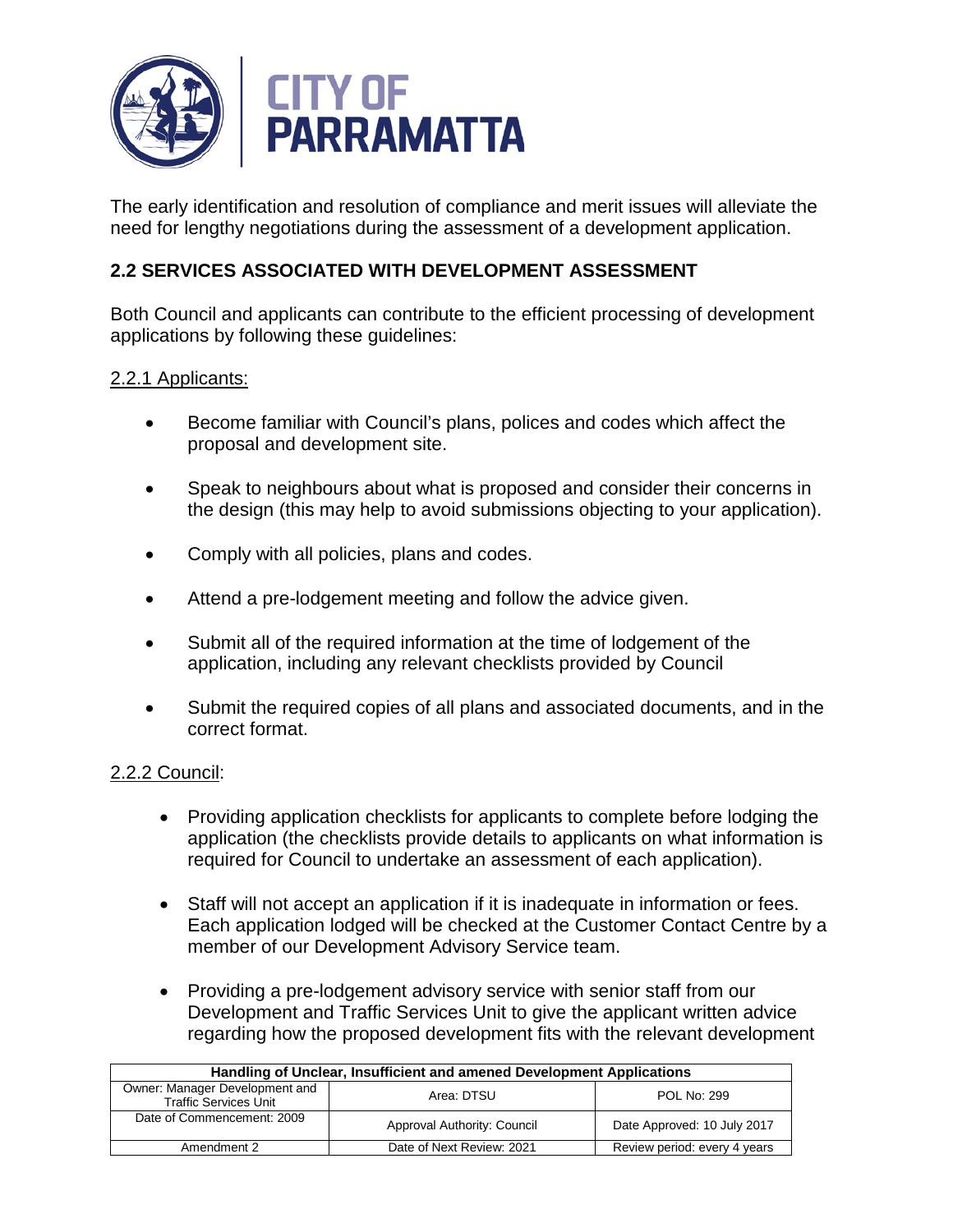The early identification and resolution of compliance and merit issues will alleviate the need for lengthy negotiations during the assessment of a development application.

## 2.2 SERVICES ASSOCIATED WITH DEVELOPMENT ASSESSMENT

Both Council and applicants can contribute to the efficient processing of development applications by following these guidelines:

### 2.2.1 Applicants:

- Become familiar with Council's plans, polices and codes which affect the proposal and development site.
- Speak to neighbours about what is proposed and consider their concerns in the design (this may help to avoid submissions objecting to your application).
- Comply with all policies, plans and codes.
- Attend a pre-lodgement meeting and follow the advice given.
- Submit all of the required information at the time of lodgement of the application, including any relevant checklists provided by Council
- Submit the required copies of all plans and associated documents, and in the correct format.

### 2.2.2 Council:

- Providing application checklists for applicants to complete before lodging the application (the checklists provide details to applicants on what information is required for Council to undertake an assessment of each application).
- Staff will not accept an application if it is inadequate in information or fees. Each application lodged will be checked at the Customer Contact Centre by a member of our Development Advisory Service team.
- Providing a pre-lodgement advisory service with senior staff from our Development and Traffic Services Unit to give the applicant written advice regarding how the proposed development fits with the relevant development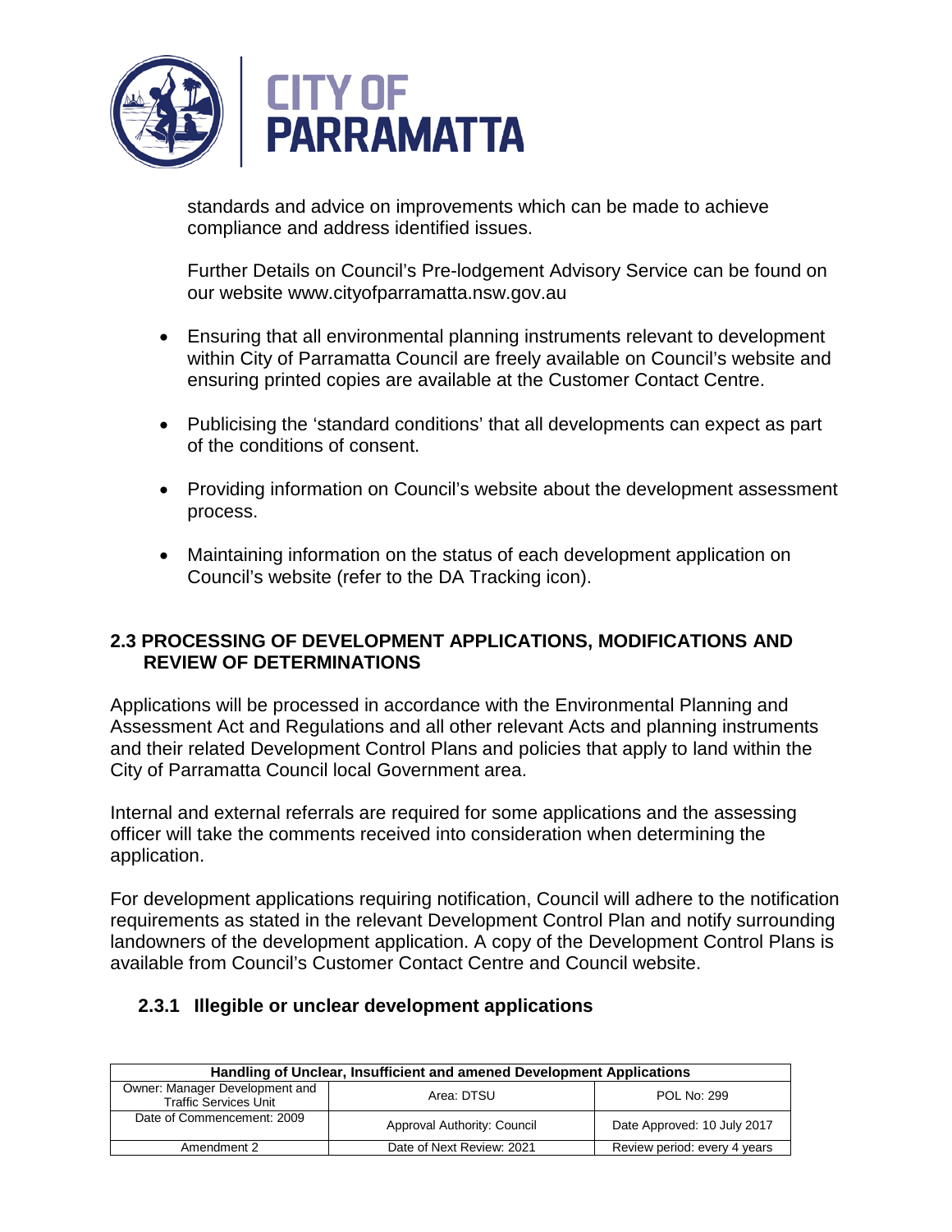standards and advice on improvements which can be made to achieve compliance and address identified issues.

Further Details on Council's Pre-lodgement Advisory Service can be found on our website www.cityofparramatta.nsw.gov.au

- Ensuring that all environmental planning instruments relevant to development within City of Parramatta Council are freely available on Council's website and ensuring printed copies are available at the Customer Contact Centre.
- Publicising the 'standard conditions' that all developments can expect as part of the conditions of consent.
- Providing information on Council's website about the development assessment process.
- Maintaining information on the status of each development application on Council's website (refer to the DA Tracking icon).

## 2.3 PROCESSING OF DEVELOPMENT APPLICATIONS, MODIFICATIONS AND REVIEW OF DETERMINATIONS

Applications will be processed in accordance with the Environmental Planning and Assessment Act and Regulations and all other relevant Acts and planning instruments and their related Development Control Plans and policies that apply to land within the City of Parramatta Council local Government area.

Internal and external referrals are required for some applications and the assessing officer will take the comments received into consideration when determining the application.

For development applications requiring notification, Council will adhere to the notification requirements as stated in the relevant Development Control Plan and notify surrounding landowners of the development application. A copy of the Development Control Plans is available from Council's Customer Contact Centre and Council website.

### 2.3.1 Illegible or unclear development applications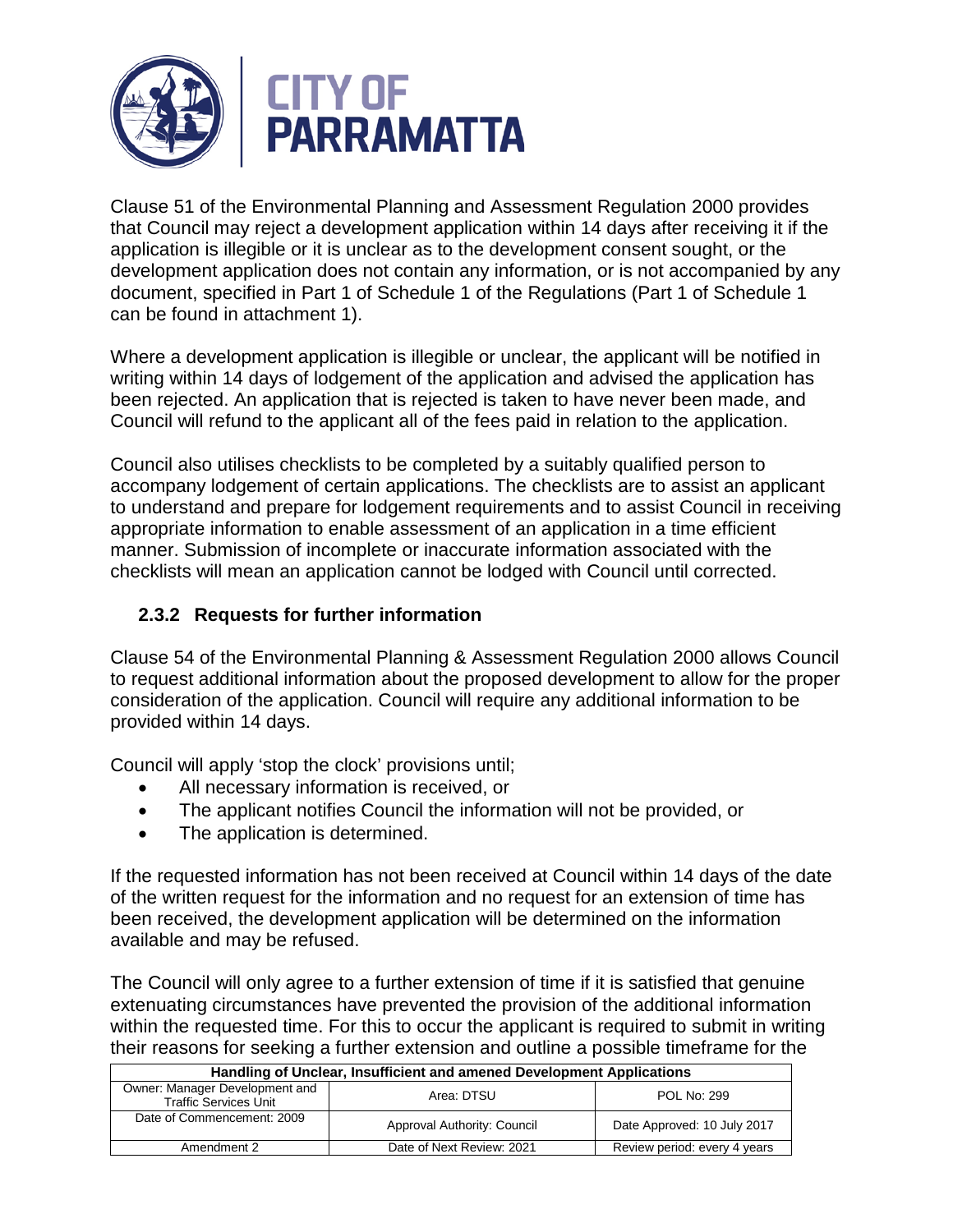Clause 51 of the Environmental Planning and Assessment Regulation 2000 provides that Council may reject a development application within 14 days after receiving it if the application is illegible or it is unclear as to the development consent sought, or the development application does not contain any information, or is not accompanied by any document, specified in Part 1 of Schedule 1 of the Regulations (Part 1 of Schedule 1 can be found in attachment 1).

Where a development application is illegible or unclear, the applicant will be notified in writing within 14 days of lodgement of the application and advised the application has been rejected. An application that is rejected is taken to have never been made, and Council will refund to the applicant all of the fees paid in relation to the application.

Council also utilises checklists to be completed by a suitably qualified person to accompany lodgement of certain applications. The checklists are to assist an applicant to understand and prepare for lodgement requirements and to assist Council in receiving appropriate information to enable assessment of an application in a time efficient manner. Submission of incomplete or inaccurate information associated with the checklists will mean an application cannot be lodged with Council until corrected.

### 2.3.2 Requests for further information

Clause 54 of the Environmental Planning & Assessment Regulation 2000 allows Council to request additional information about the proposed development to allow for the proper consideration of the application. Council will require any additional information to be provided within 14 days.

Council will apply 'stop the clock' provisions until;

- All necessary information is received, or
- The applicant notifies Council the information will not be provided, or
- The application is determined.

If the requested information has not been received at Council within 14 days of the date of the written request for the information and no request for an extension of time has been received, the development application will be determined on the information available and may be refused.

The Council will only agree to a further extension of time if it is satisfied that genuine extenuating circumstances have prevented the provision of the additional information within the requested time. For this to occur the applicant is required to submit in writing their reasons for seeking a further extension and outline a possible timeframe for the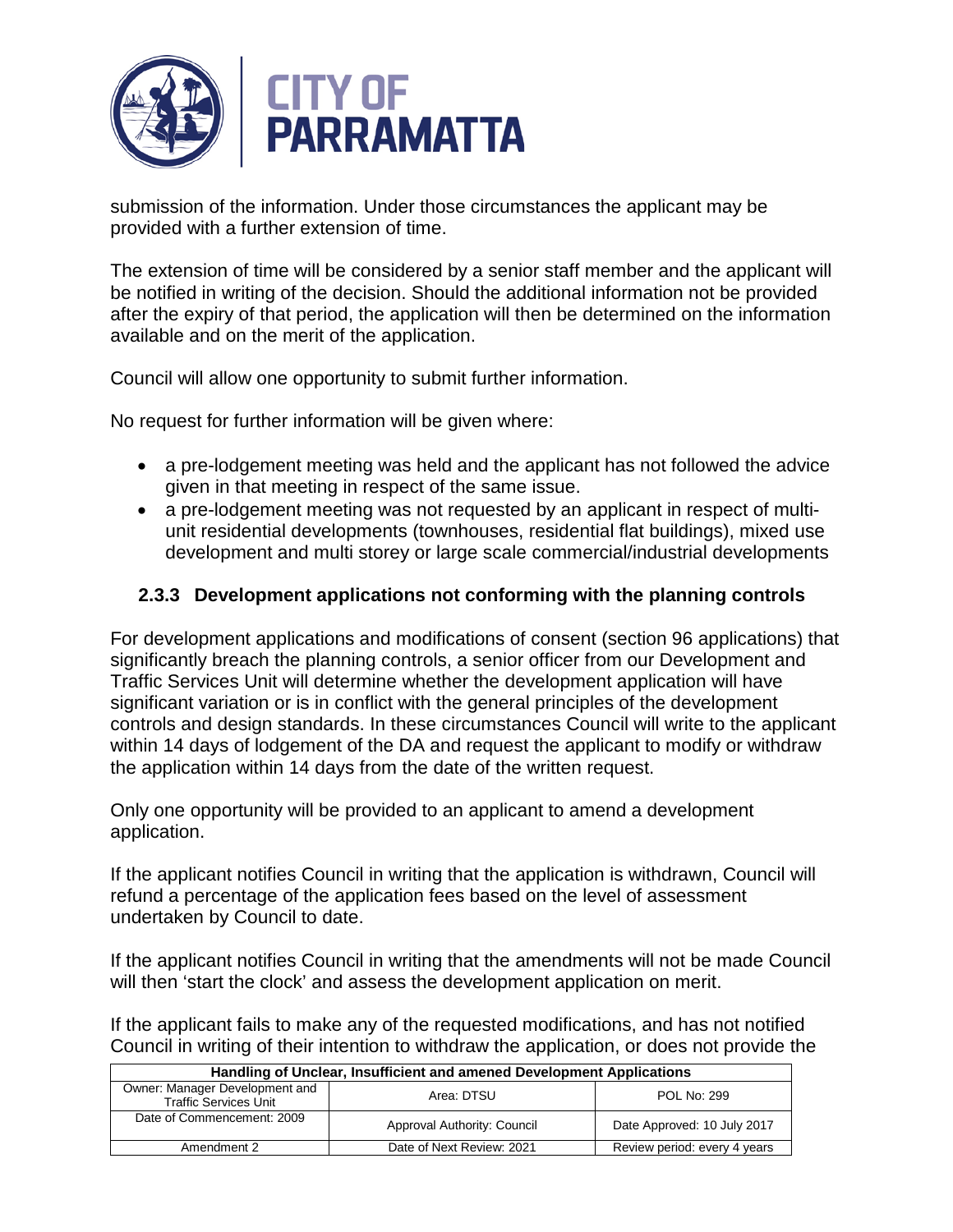submission of the information. Under those circumstances the applicant may be provided with a further extension of time.

The extension of time will be considered by a senior staff member and the applicant will be notified in writing of the decision. Should the additional information not be provided after the expiry of that period, the application will then be determined on the information available and on the merit of the application.

Council will allow one opportunity to submit further information.

No request for further information will be given where:

- a pre-lodgement meeting was held and the applicant has not followed the advice given in that meeting in respect of the same issue.
- a pre-lodgement meeting was not requested by an applicant in respect of multi-unit residential developments (townhouses, residential flat buildings), mixed use development and multi storey or large scale commercial/industrial developments

### 2.3.3 Development applications not conforming with the planning controls

For development applications and modifications of consent (section 96 applications) that significantly breach the planning controls, a senior officer from our Development and Traffic Services Unit will determine whether the development application will have significant variation or is in conflict with the general principles of the development controls and design standards. In these circumstances Council will write to the applicant within 14 days of lodgement of the DA and request the applicant to modify or withdraw the application within 14 days from the date of the written request.

Only one opportunity will be provided to an applicant to amend a development application.

If the applicant notifies Council in writing that the application is withdrawn, Council will refund a percentage of the application fees based on the level of assessment undertaken by Council to date.

If the applicant notifies Council in writing that the amendments will not be made Council will then 'start the clock' and assess the development application on merit.

If the applicant fails to make any of the requested modifications, and has not notified Council in writing of their intention to withdraw the application, or does not provide the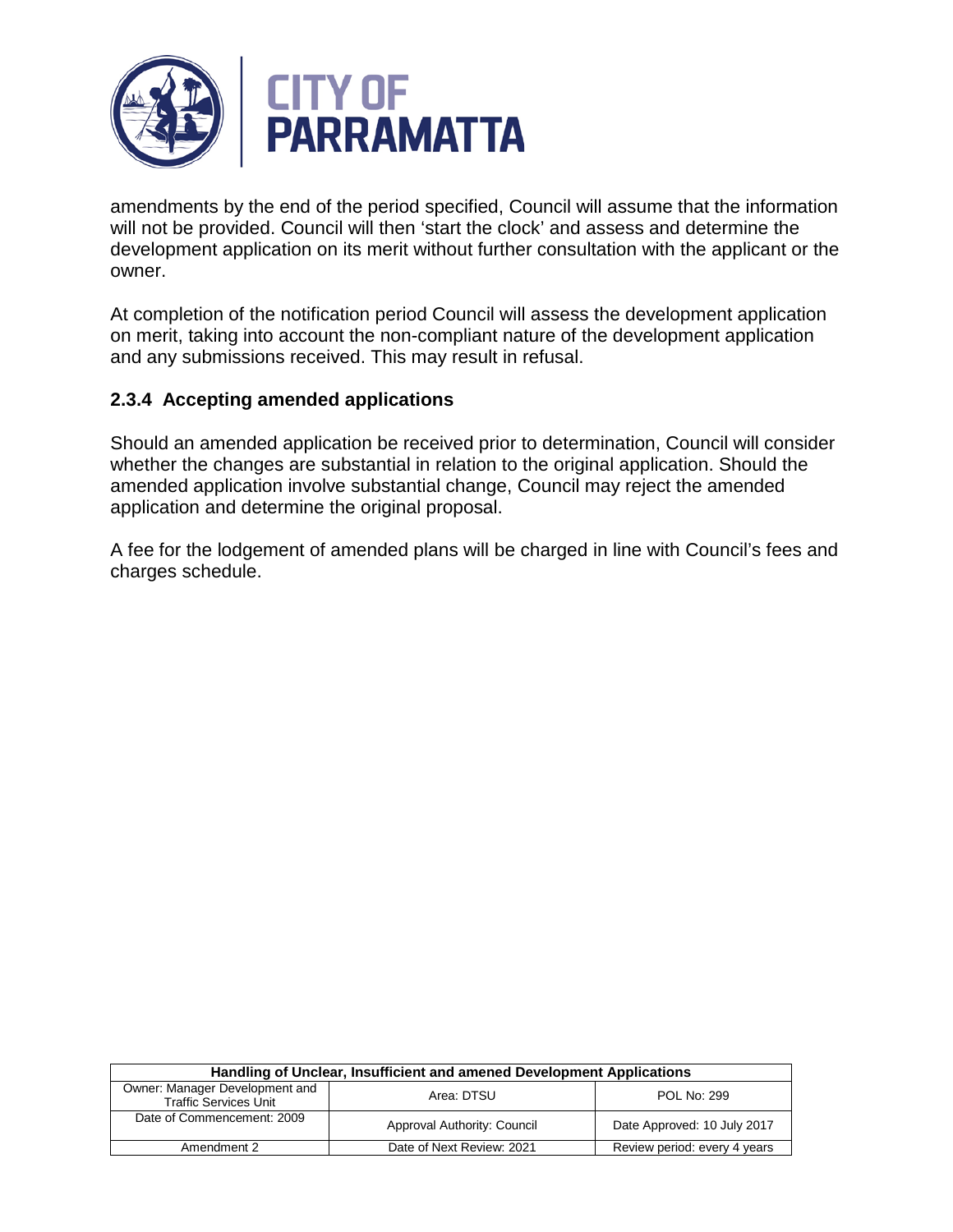amendments by the end of the period specified, Council will assume that the information will not be provided. Council will then 'start the clock' and assess and determine the development application on its merit without further consultation with the applicant or the owner.

At completion of the notification period Council will assess the development application on merit, taking into account the non-compliant nature of the development application and any submissions received. This may result in refusal.

### 2.3.4 Accepting amended applications

Should an amended application be received prior to determination, Council will consider whether the changes are substantial in relation to the original application. Should the amended application involve substantial change, Council may reject the amended application and determine the original proposal.

A fee for the lodgement of amended plans will be charged in line with Council's fees and charges schedule.